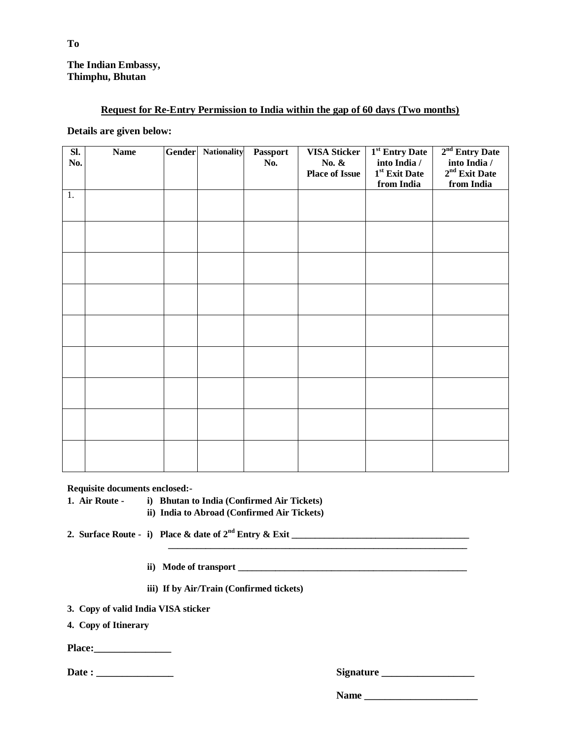**To**

**The Indian Embassy,**
**Thimphu, Bhutan**

**<u>Request for Re-Entry Permission to India within the gap of 60 days (Two months)</u>**

**Details are given below:**

| Sl. No. | Name | Gender | Nationality | Passport No. | VISA Sticker No. & Place of Issue | 1st Entry Date into India / 1st Exit Date from India | 2nd Entry Date into India / 2nd Exit Date from India |
|---|---|---|---|---|---|---|---|
| 1. | | | | | | | |
| | | | | | | | |
| | | | | | | | |
| | | | | | | | |
| | | | | | | | |
| | | | | | | | |
| | | | | | | | |
| | | | | | | | |
| | | | | | | | |

**Requisite documents enclosed:-**

**1. Air Route -** **i) Bhutan to India (Confirmed Air Tickets)**
**ii) India to Abroad (Confirmed Air Tickets)**

**2. Surface Route -** **i) Place & date of 2nd Entry & Exit ______________________________________**
**_________________________________________________________________**

**ii) Mode of transport ______________________________________________**

**iii) If by Air/Train (Confirmed tickets)**

**3. Copy of valid India VISA sticker**

**4. Copy of Itinerary**

**Place:_______________**

**Date : _______________**

**Signature __________________**

**Name ______________________**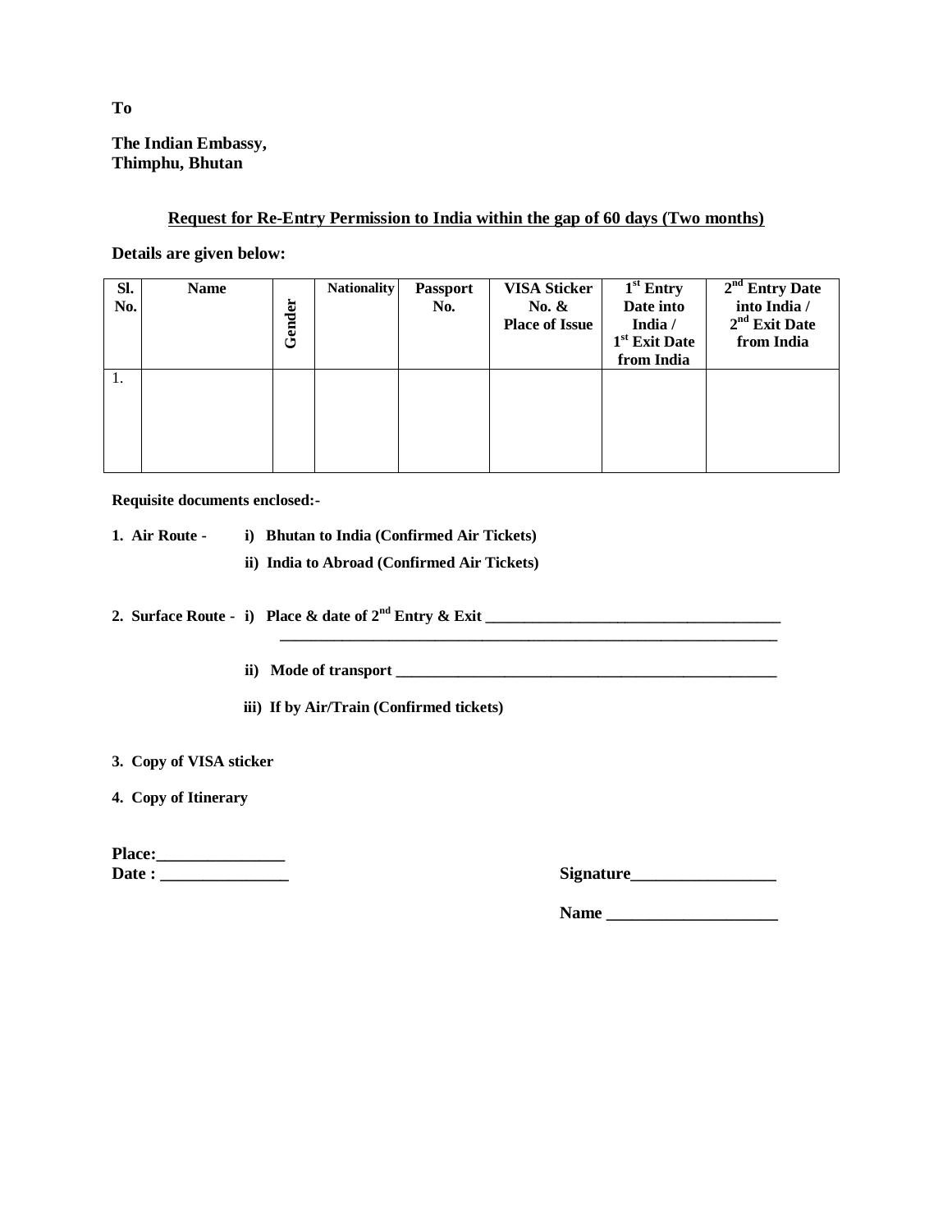**To**

**The Indian Embassy,**
**Thimphu, Bhutan**

**Request for Re-Entry Permission to India within the gap of 60 days (Two months)**

**Details are given below:**

| Sl. No. | Name | Gender | Nationality | Passport No. | VISA Sticker No. & Place of Issue | 1st Entry Date into India / 1st Exit Date from India | 2nd Entry Date into India / 2nd Exit Date from India |
|---|---|---|---|---|---|---|---|
| 1. | | | | | | | |

**Requisite documents enclosed:-**

1. **Air Route -** **i) Bhutan to India (Confirmed Air Tickets)**
   **ii) India to Abroad (Confirmed Air Tickets)**

2. **Surface Route - i) Place & date of 2nd Entry & Exit \_\_\_\_\_\_\_\_\_\_\_\_\_\_\_\_\_\_\_\_\_\_\_\_\_\_\_\_\_\_\_\_\_\_\_\_\_\_\_\_**
   **\_\_\_\_\_\_\_\_\_\_\_\_\_\_\_\_\_\_\_\_\_\_\_\_\_\_\_\_\_\_\_\_\_\_\_\_\_\_\_\_\_\_\_\_\_\_\_\_\_\_\_\_\_\_\_\_\_\_\_\_\_\_\_\_**

   **ii) Mode of transport \_\_\_\_\_\_\_\_\_\_\_\_\_\_\_\_\_\_\_\_\_\_\_\_\_\_\_\_\_\_\_\_\_\_\_\_\_\_\_\_\_\_\_\_\_\_\_\_\_\_**

   **iii) If by Air/Train (Confirmed tickets)**

3. **Copy of VISA sticker**

4. **Copy of Itinerary**

**Place:\_\_\_\_\_\_\_\_\_\_\_\_\_\_\_\_**
**Date : \_\_\_\_\_\_\_\_\_\_\_\_\_\_\_\_**

**Signature\_\_\_\_\_\_\_\_\_\_\_\_\_\_\_\_\_\_**

**Name \_\_\_\_\_\_\_\_\_\_\_\_\_\_\_\_\_\_\_\_\_\_**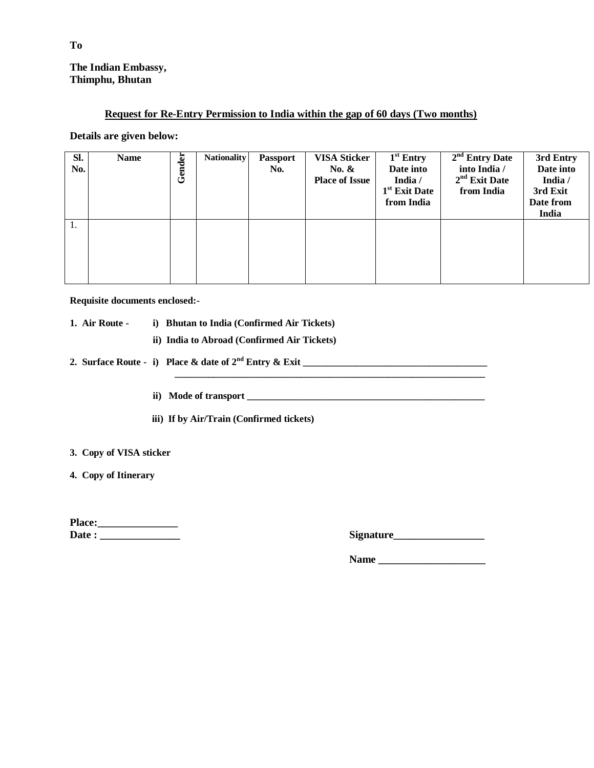**To**

**The Indian Embassy,**
**Thimphu, Bhutan**

**Request for Re-Entry Permission to India within the gap of 60 days (Two months)**

**Details are given below:**

| Sl. No. | Name | Gender | Nationality | Passport No. | VISA Sticker No. & Place of Issue | 1st Entry Date into India / 1st Exit Date from India | 2nd Entry Date into India / 2nd Exit Date from India | 3rd Entry Date into India / 3rd Exit Date from India |
|---|---|---|---|---|---|---|---|---|
| 1. | | | | | | | | |

**Requisite documents enclosed:-**

**1. Air Route -** **i) Bhutan to India (Confirmed Air Tickets)**

**ii) India to Abroad (Confirmed Air Tickets)**

**2. Surface Route -** **i) Place & date of 2nd Entry & Exit** ______________________________________
______________________________________________________________

**ii) Mode of transport** ________________________________________________

**iii) If by Air/Train (Confirmed tickets)**

**3. Copy of VISA sticker**

**4. Copy of Itinerary**

**Place:**_______________
**Date :** _______________

**Signature**_________________

**Name** ____________________